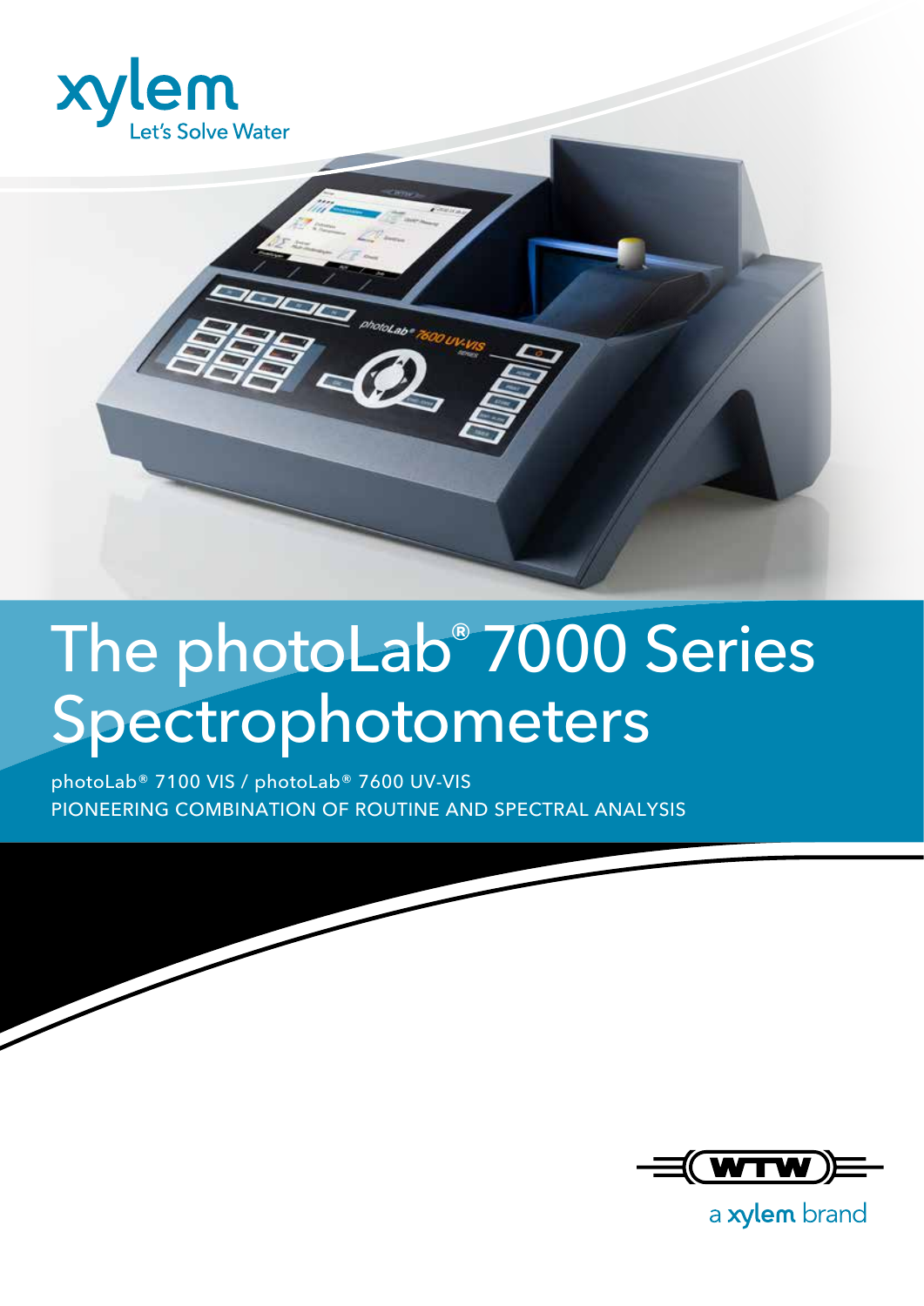xylem
Let's Solve Water

# The photoLab® 7000 Series Spectrophotometers

photoLab® 7100 VIS / photoLab® 7600 UV-VIS

PIONEERING COMBINATION OF ROUTINE AND SPECTRAL ANALYSIS

WTW

a xylem brand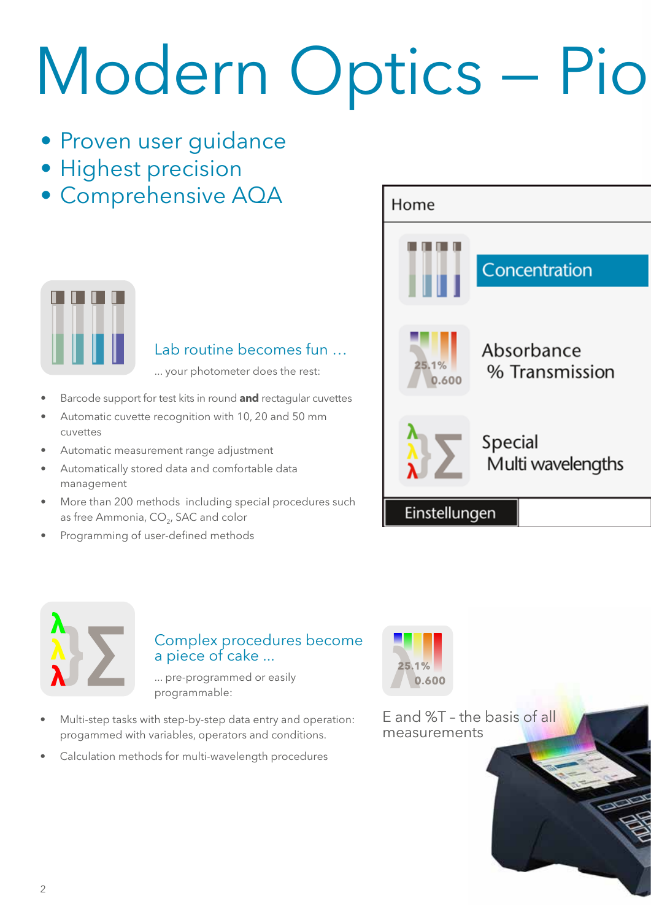# Modern Optics – Pio

- Proven user guidance
- Highest precision
- Comprehensive AQA

Home

Concentration

Absorbance
% Transmission

Special
Multi wavelengths

Einstellungen

### Lab routine becomes fun ...

... your photometer does the rest:

- Barcode support for test kits in round **and** rectagular cuvettes
- Automatic cuvette recognition with 10, 20 and 50 mm cuvettes
- Automatic measurement range adjustment
- Automatically stored data and comfortable data management
- More than 200 methods including special procedures such as free Ammonia, $CO_2$, SAC and color
- Programming of user-defined methods

### Complex procedures become a piece of cake ...

... pre-programmed or easily programmable:

- Multi-step tasks with step-by-step data entry and operation: progammed with variables, operators and conditions.
- Calculation methods for multi-wavelength procedures

25.1%
0.600

E and %T – the basis of all measurements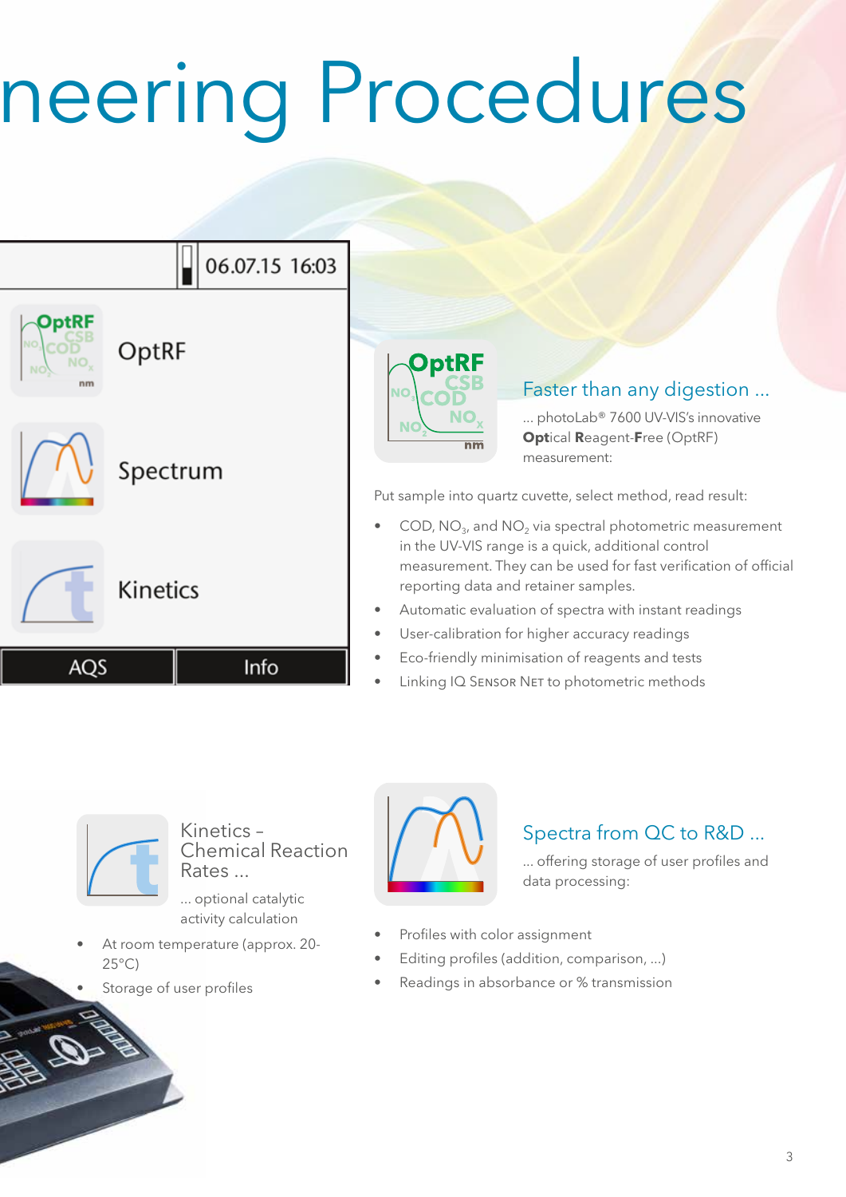# neering Procedures

06.07.15 16:03

OptRF

Spectrum

Kinetics

AQS | Info

## Faster than any digestion ...

... photoLab® 7600 UV-VIS's innovative **Opt**ical **R**eagent-**F**ree (OptRF) measurement:

Put sample into quartz cuvette, select method, read result:

- COD, $NO_3$, and $NO_2$ via spectral photometric measurement in the UV-VIS range is a quick, additional control measurement. They can be used for fast verification of official reporting data and retainer samples.
- Automatic evaluation of spectra with instant readings
- User-calibration for higher accuracy readings
- Eco-friendly minimisation of reagents and tests
- Linking IQ Sensor Net to photometric methods

## Kinetics – Chemical Reaction Rates ...

... optional catalytic activity calculation

- At room temperature (approx. 20-25°C)
- Storage of user profiles

## Spectra from QC to R&D ...

... offering storage of user profiles and data processing:

- Profiles with color assignment
- Editing profiles (addition, comparison, ...)
- Readings in absorbance or % transmission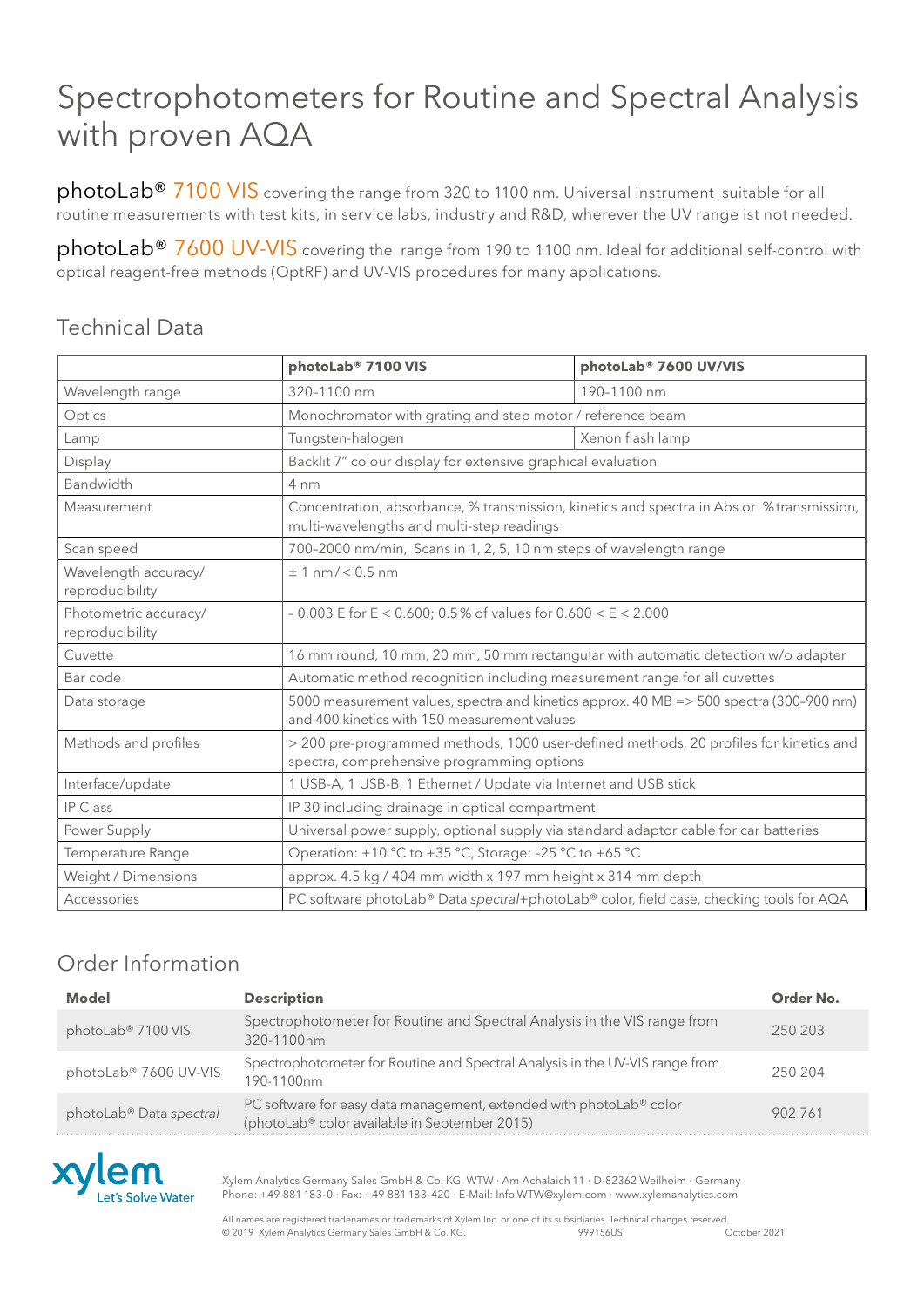# Spectrophotometers for Routine and Spectral Analysis with proven AQA

photoLab® 7100 VIS covering the range from 320 to 1100 nm. Universal instrument suitable for all routine measurements with test kits, in service labs, industry and R&D, wherever the UV range ist not needed.

photoLab® 7600 UV-VIS covering the range from 190 to 1100 nm. Ideal for additional self-control with optical reagent-free methods (OptRF) and UV-VIS procedures for many applications.

## Technical Data

| | **photoLab® 7100 VIS** | **photoLab® 7600 UV/VIS** |
|---|---|---|
| Wavelength range | 320–1100 nm | 190–1100 nm |
| Optics | Monochromator with grating and step motor / reference beam | |
| Lamp | Tungsten-halogen | Xenon flash lamp |
| Display | Backlit 7" colour display for extensive graphical evaluation | |
| Bandwidth | 4 nm | |
| Measurement | Concentration, absorbance, % transmission, kinetics and spectra in Abs or %transmission, multi-wavelengths and multi-step readings | |
| Scan speed | 700–2000 nm/min, Scans in 1, 2, 5, 10 nm steps of wavelength range | |
| Wavelength accuracy/ reproducibility | ± 1 nm/ < 0.5 nm | |
| Photometric accuracy/ reproducibility | – 0.003 E for E < 0.600; 0.5 % of values for 0.600 < E < 2.000 | |
| Cuvette | 16 mm round, 10 mm, 20 mm, 50 mm rectangular with automatic detection w/o adapter | |
| Bar code | Automatic method recognition including measurement range for all cuvettes | |
| Data storage | 5000 measurement values, spectra and kinetics approx. 40 MB => 500 spectra (300–900 nm) and 400 kinetics with 150 measurement values | |
| Methods and profiles | > 200 pre-programmed methods, 1000 user-defined methods, 20 profiles for kinetics and spectra, comprehensive programming options | |
| Interface/update | 1 USB-A, 1 USB-B, 1 Ethernet / Update via Internet and USB stick | |
| IP Class | IP 30 including drainage in optical compartment | |
| Power Supply | Universal power supply, optional supply via standard adaptor cable for car batteries | |
| Temperature Range | Operation: +10 °C to +35 °C, Storage: –25 °C to +65 °C | |
| Weight / Dimensions | approx. 4.5 kg / 404 mm width x 197 mm height x 314 mm depth | |
| Accessories | PC software photoLab® Data *spectral*+photoLab® color, field case, checking tools for AQA | |

## Order Information

| **Model** | **Description** | **Order No.** |
|---|---|---|
| photoLab® 7100 VIS | Spectrophotometer for Routine and Spectral Analysis in the VIS range from 320-1100nm | 250 203 |
| photoLab® 7600 UV-VIS | Spectrophotometer for Routine and Spectral Analysis in the UV-VIS range from 190-1100nm | 250 204 |
| photoLab® Data *spectral* | PC software for easy data management, extended with photoLab® color (photoLab® color available in September 2015) | 902 761 |

xylem Let's Solve Water

Xylem Analytics Germany Sales GmbH & Co. KG, WTW · Am Achalaich 11 · D-82362 Weilheim · Germany
Phone: +49 881 183-0 · Fax: +49 881 183-420 · E-Mail: Info.WTW@xylem.com · www.xylemanalytics.com

All names are registered tradenames or trademarks of Xylem Inc. or one of its subsidiaries. Technical changes reserved.
© 2019 Xylem Analytics Germany Sales GmbH & Co. KG. 999156US October 2021